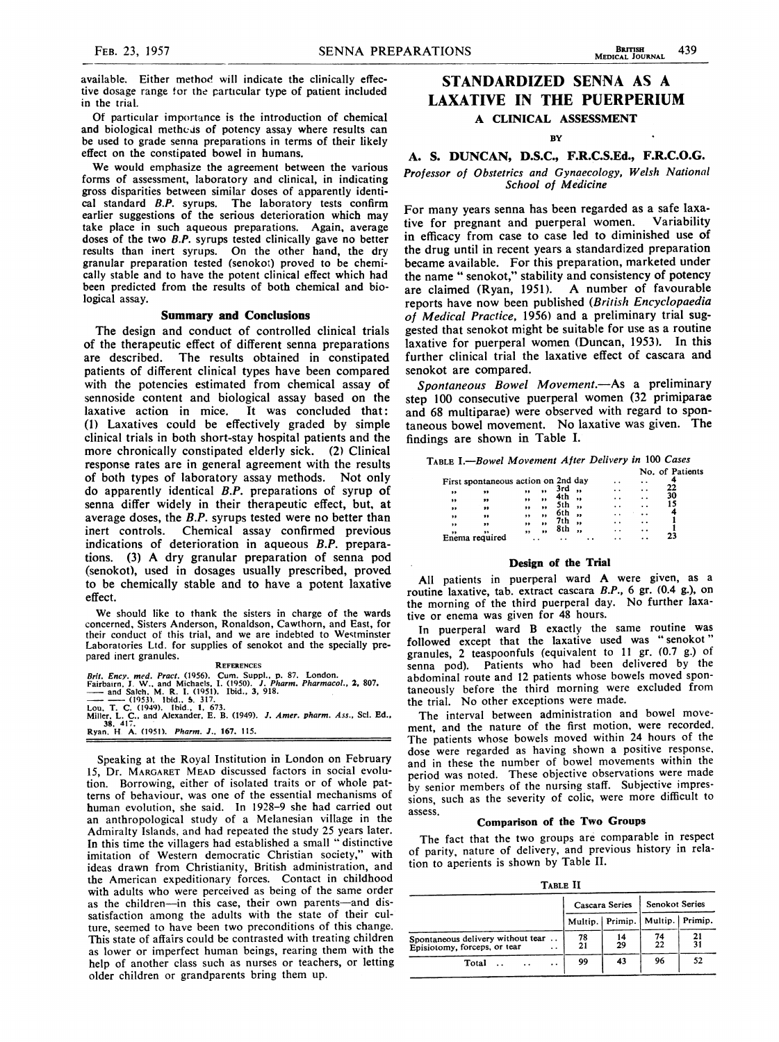available. Either method will indicate the clinically effective dosage range for the particular type of patient included in the trial.

Of particular importance is the introduction of chemical and biological methods of potency assay where results can be used to grade senna preparations in terms of their likely effect on the constipated bowel in humans.

We would emphasize the agreement between the various forms of assessment, laboratory and clinical, in indicating gross disparities between similar doses of apparently identical standard *B.P.* syrups. The laboratory tests confirm earlier suggestions of the serious deterioration which may take place in such aqueous preparations. Again, average doses of the two *B.P.* syrups tested clinically gave no better results than inert syrups. On the other hand, the dry granular preparation tested (senokot) proved to be chemically stable and to have the potent clinical effect which had been predicted from the results of both chemical and biological assay.

### Summary and Conclusions

The design and conduct of controlled clinical trials of the therapeutic effect of different senna preparations are described. The results obtained in constipated patients of different clinical types have been compared with the potencies estimated from chemical assay of sennoside content and biological assay based on the laxative action in mice. It was concluded that: (1) Laxatives could be effectively graded by simple clinical trials in both short-stay hospital patients and the more chronically constipated elderly sick. (2) Clinical response rates are in general agreement with the results of both types of laboratory assay methods. Not only do apparently identical *B.P.* preparations of syrup of senna differ widely in their therapeutic effect, but, at average doses, the *B.P.* syrups tested were no better than inert controls. Chemical assay confirmed previous indications of deterioration in aqueous *B.P.* preparations. (3) A dry granular preparation of senna pod (senokot), used in dosages usually prescribed, proved to be chemically stable and to have a potent laxative effect.

We should like to thank the sisters in charge of the wards concerned, Sisters Anderson, Ronaldson, Cawthorn, and East, for their conduct of this trial, and we are indebted to Westminster Laboratories Ltd. for supplies of senokot and the specially prepared inert granules.

REFERENCES

*Brit. Ency. med. Pract.* (1956). Cum. Suppl., p. 87. London.
Fairbairn, J. W., and Michaels, I. (1950). *J. Pharm. Pharmacol.*, 2, 807.
—— and Saleh, M. R. I. (1951). Ibid., 3, 918.
—— —— (1953). Ibid., 5, 317.
Lou, T. C. (1949). Ibid., 1, 673.
Miller, L. C., and Alexander, E. B. (1949). *J. Amer. pharm. Ass.*, Sci. Ed., 38, 417.
Ryan, H. A. (1951). *Pharm. J.*, 167, 115.

---

Speaking at the Royal Institution in London on February 15, Dr. MARGARET MEAD discussed factors in social evolution. Borrowing, either of isolated traits or of whole patterns of behaviour, was one of the essential mechanisms of human evolution, she said. In 1928–9 she had carried out an anthropological study of a Melanesian village in the Admiralty Islands, and had repeated the study 25 years later. In this time the villagers had established a small "distinctive imitation of Western democratic Christian society," with ideas drawn from Christianity, British administration, and the American expeditionary forces. Contact in childhood with adults who were perceived as being of the same order as the children—in this case, their own parents—and dissatisfaction among the adults with the state of their culture, seemed to have been two preconditions of this change. This state of affairs could be contrasted with treating children as lower or imperfect human beings, rearing them with the help of another class such as nurses or teachers, or letting older children or grandparents bring them up.

# STANDARDIZED SENNA AS A LAXATIVE IN THE PUERPERIUM

## A CLINICAL ASSESSMENT

BY

**A. S. DUNCAN, D.S.C., F.R.C.S.Ed., F.R.C.O.G.**

*Professor of Obstetrics and Gynaecology, Welsh National School of Medicine*

For many years senna has been regarded as a safe laxative for pregnant and puerperal women. Variability in efficacy from case to case led to diminished use of the drug until in recent years a standardized preparation became available. For this preparation, marketed under the name "senokot," stability and consistency of potency are claimed (Ryan, 1951). A number of favourable reports have now been published (*British Encyclopaedia of Medical Practice*, 1956) and a preliminary trial suggested that senokot might be suitable for use as a routine laxative for puerperal women (Duncan, 1953). In this further clinical trial the laxative effect of cascara and senokot are compared.

*Spontaneous Bowel Movement*.—As a preliminary step 100 consecutive puerperal women (32 primiparae and 68 multiparae) were observed with regard to spontaneous bowel movement. No laxative was given. The findings are shown in Table I.

TABLE I.—*Bowel Movement After Delivery in 100 Cases*

| | No. of Patients |
|---|---|
| First spontaneous action on 2nd day | 4 |
| ,, ,, ,, ,, 3rd ,, | 22 |
| ,, ,, ,, ,, 4th ,, | 30 |
| ,, ,, ,, ,, 5th ,, | 15 |
| ,, ,, ,, ,, 6th ,, | 4 |
| ,, ,, ,, ,, 7th ,, | 1 |
| ,, ,, ,, ,, 8th ,, | 1 |
| Enema required | 23 |

### Design of the Trial

All patients in puerperal ward A were given, as a routine laxative, tab. extract cascara *B.P.*, 6 gr. (0.4 g.), on the morning of the third puerperal day. No further laxative or enema was given for 48 hours.

In puerperal ward B exactly the same routine was followed except that the laxative used was "senokot" granules, 2 teaspoonfuls (equivalent to 11 gr. (0.7 g.) of senna pod). Patients who had been delivered by the abdominal route and 12 patients whose bowels moved spontaneously before the third morning were excluded from the trial. No other exceptions were made.

The interval between administration and bowel movement, and the nature of the first motion, were recorded. The patients whose bowels moved within 24 hours of the dose were regarded as having shown a positive response, and in these the number of bowel movements within the period was noted. These objective observations were made by senior members of the nursing staff. Subjective impressions, such as the severity of colic, were more difficult to assess.

### Comparison of the Two Groups

The fact that the two groups are comparable in respect of parity, nature of delivery, and previous history in relation to aperients is shown by Table II.

TABLE II

| | Cascara Series | | Senokot Series | |
|---|---|---|---|---|
| | Multip. | Primip. | Multip. | Primip. |
| Spontaneous delivery without tear | 78 | 14 | 74 | 21 |
| Episiotomy, forceps, or tear | 21 | 29 | 22 | 31 |
| Total | 99 | 43 | 96 | 52 |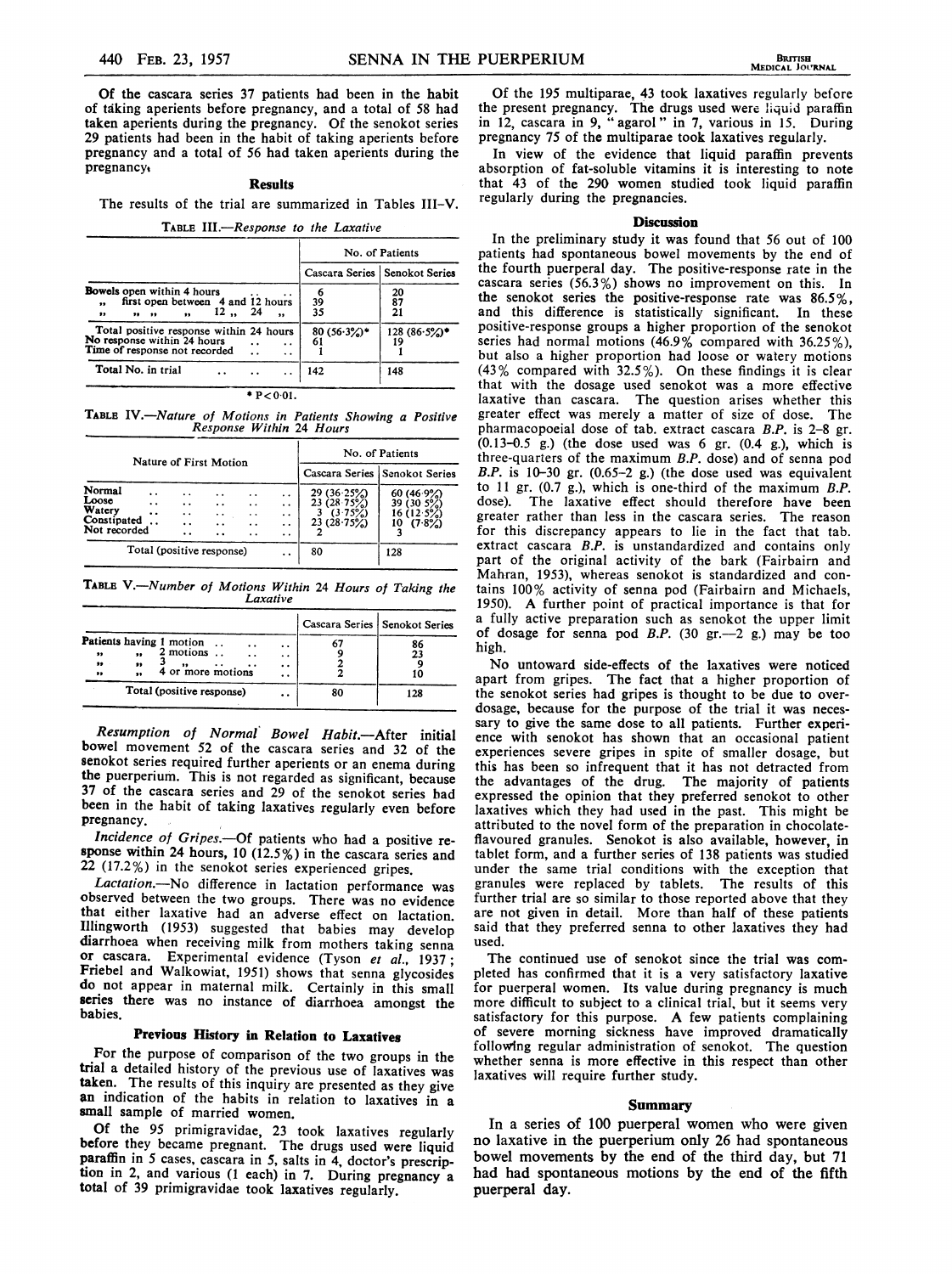Of the cascara series 37 patients had been in the habit of taking aperients before pregnancy, and a total of 58 had taken aperients during the pregnancy. Of the senokot series 29 patients had been in the habit of taking aperients before pregnancy and a total of 56 had taken aperients during the pregnancy.

## Results

The results of the trial are summarized in Tables III–V.

TABLE III.—*Response to the Laxative*

| | No. of Patients | |
|---|---|---|
| | Cascara Series | Senokot Series |
| Bowels open within 4 hours | 6 | 20 |
| " first open between 4 and 12 hours | 39 | 87 |
| " " " " 12 " 24 " | 35 | 21 |
| Total positive response within 24 hours | 80 (56·3%)* | 128 (86·5%)* |
| No response within 24 hours | 61 | 19 |
| Time of response not recorded | 1 | 1 |
| Total No. in trial | 142 | 148 |

\* P<0·01.

TABLE IV.—*Nature of Motions in Patients Showing a Positive Response Within 24 Hours*

| Nature of First Motion | No. of Patients | |
|---|---|---|
| | Cascara Series | Senokot Series |
| Normal | 29 (36·25%) | 60 (46·9%) |
| Loose | 23 (28·75%) | 39 (30·5%) |
| Watery | 3 (3·75%) | 16 (12·5%) |
| Constipated | 23 (28·75%) | 10 (7·8%) |
| Not recorded | 2 | 3 |
| Total (positive response) | 80 | 128 |

TABLE V.—*Number of Motions Within 24 Hours of Taking the Laxative*

| | Cascara Series | Senokot Series |
|---|---|---|
| Patients having 1 motion | 67 | 86 |
| " " 2 motions | 9 | 23 |
| " " 3 " | 2 | 9 |
| " " 4 or more motions | 2 | 10 |
| Total (positive response) | 80 | 128 |

*Resumption of Normal Bowel Habit.*—After initial bowel movement 52 of the cascara series and 32 of the senokot series required further aperients or an enema during the puerperium. This is not regarded as significant, because 37 of the cascara series and 29 of the senokot series had been in the habit of taking laxatives regularly even before pregnancy.

*Incidence of Gripes.*—Of patients who had a positive response within 24 hours, 10 (12.5%) in the cascara series and 22 (17.2%) in the senokot series experienced gripes.

*Lactation.*—No difference in lactation performance was observed between the two groups. There was no evidence that either laxative had an adverse effect on lactation. Illingworth (1953) suggested that babies may develop diarrhoea when receiving milk from mothers taking senna or cascara. Experimental evidence (Tyson *et al.*, 1937; Friebel and Walkowiat, 1951) shows that senna glycosides do not appear in maternal milk. Certainly in this small series there was no instance of diarrhoea amongst the babies.

## Previous History in Relation to Laxatives

For the purpose of comparison of the two groups in the trial a detailed history of the previous use of laxatives was taken. The results of this inquiry are presented as they give an indication of the habits in relation to laxatives in a small sample of married women.

Of the 95 primigravidae, 23 took laxatives regularly before they became pregnant. The drugs used were liquid paraffin in 5 cases, cascara in 5, salts in 4, doctor's prescription in 2, and various (1 each) in 7. During pregnancy a total of 39 primigravidae took laxatives regularly.

Of the 195 multiparae, 43 took laxatives regularly before the present pregnancy. The drugs used were liquid paraffin in 12, cascara in 9, "agarol" in 7, various in 15. During pregnancy 75 of the multiparae took laxatives regularly.

In view of the evidence that liquid paraffin prevents absorption of fat-soluble vitamins it is interesting to note that 43 of the 290 women studied took liquid paraffin regularly during the pregnancies.

## Discussion

In the preliminary study it was found that 56 out of 100 patients had spontaneous bowel movements by the end of the fourth puerperal day. The positive-response rate in the cascara series (56.3%) shows no improvement on this. In the senokot series the positive-response rate was 86.5%, and this difference is statistically significant. In these positive-response groups a higher proportion of the senokot series had normal motions (46.9% compared with 36.25%), but also a higher proportion had loose or watery motions (43% compared with 32.5%). On these findings it is clear that with the dosage used senokot was a more effective laxative than cascara. The question arises whether this greater effect was merely a matter of size of dose. The pharmacopoeial dose of tab. extract cascara *B.P.* is 2–8 gr. (0.13–0.5 g.) (the dose used was 6 gr. (0.4 g.), which is three-quarters of the maximum *B.P.* dose) and of senna pod *B.P.* is 10–30 gr. (0.65–2 g.) (the dose used was equivalent to 11 gr. (0.7 g.), which is one-third of the maximum *B.P.* dose). The laxative effect should therefore have been greater rather than less in the cascara series. The reason for this discrepancy appears to lie in the fact that tab. extract cascara *B.P.* is unstandardized and contains only part of the original activity of the bark (Fairbairn and Mahran, 1953), whereas senokot is standardized and contains 100% activity of senna pod (Fairbairn and Michaels, 1950). A further point of practical importance is that for a fully active preparation such as senokot the upper limit of dosage for senna pod *B.P.* (30 gr.—2 g.) may be too high.

No untoward side-effects of the laxatives were noticed apart from gripes. The fact that a higher proportion of the senokot series had gripes is thought to be due to overdosage, because for the purpose of the trial it was necessary to give the same dose to all patients. Further experience with senokot has shown that an occasional patient experiences severe gripes in spite of smaller dosage, but this has been so infrequent that it has not detracted from the advantages of the drug. The majority of patients expressed the opinion that they preferred senokot to other laxatives which they had used in the past. This might be attributed to the novel form of the preparation in chocolate-flavoured granules. Senokot is also available, however, in tablet form, and a further series of 138 patients was studied under the same trial conditions with the exception that granules were replaced by tablets. The results of this further trial are so similar to those reported above that they are not given in detail. More than half of these patients said that they preferred senna to other laxatives they had used.

The continued use of senokot since the trial was completed has confirmed that it is a very satisfactory laxative for puerperal women. Its value during pregnancy is much more difficult to subject to a clinical trial, but it seems very satisfactory for this purpose. A few patients complaining of severe morning sickness have improved dramatically following regular administration of senokot. The question whether senna is more effective in this respect than other laxatives will require further study.

## Summary

In a series of 100 puerperal women who were given no laxative in the puerperium only 26 had spontaneous bowel movements by the end of the third day, but 71 had had spontaneous motions by the end of the fifth puerperal day.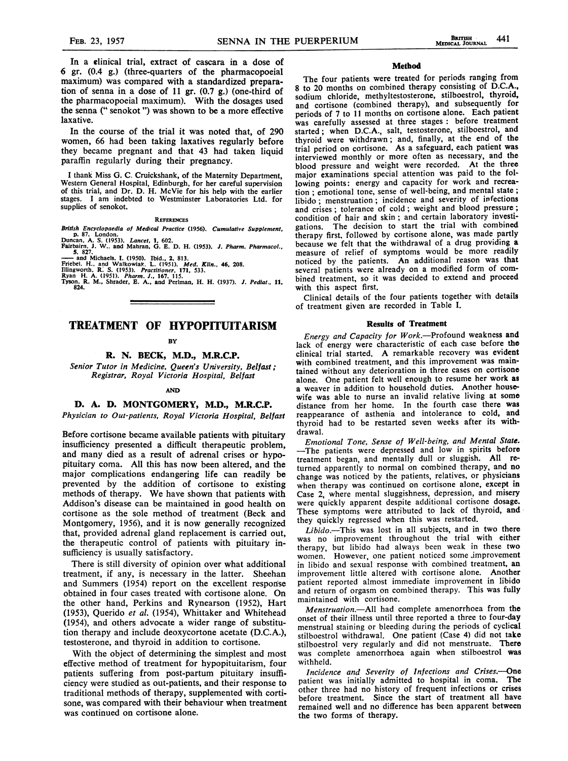In a clinical trial, extract of cascara in a dose of 6 gr. (0.4 g.) (three-quarters of the pharmacopoeial maximum) was compared with a standardized preparation of senna in a dose of 11 gr. (0.7 g.) (one-third of the pharmacopoeial maximum). With the dosages used the senna ("senokot") was shown to be a more effective laxative.

In the course of the trial it was noted that, of 290 women, 66 had been taking laxatives regularly before they became pregnant and that 43 had taken liquid paraffin regularly during their pregnancy.

I thank Miss G. C. Cruickshank, of the Maternity Department, Western General Hospital, Edinburgh, for her careful supervision of this trial, and Dr. D. H. McVie for his help with the earlier stages. I am indebted to Westminster Laboratories Ltd. for supplies of senokot.

REFERENCES

*British Encyclopaedia of Medical Practice* (1956). *Cumulative Supplement*, p. 87. London.
Duncan, A. S. (1953). *Lancet*, 1, 602.
Fairbairn, J. W., and Mahran, G. E. D. H. (1953). *J. Pharm. Pharmacol.*, 5, 827.
—— and Michaels, I. (1950). Ibid., 2, 813.
Friebel, H., and Walkowiak, L. (1951). *Med. Klin.*, 46, 208.
Illingworth, R. S. (1953). *Practitioner*, 171, 533.
Ryan, H. A. (1951). *Pharm. J.*, 167, 115.
Tyson, R. M., Shrader, E. A., and Perlman, H. H. (1937). *J. Pediat.*, 11, 824.

# TREATMENT OF HYPOPITUITARISM

BY

**R. N. BECK, M.D., M.R.C.P.**

*Senior Tutor in Medicine, Queen's University, Belfast; Registrar, Royal Victoria Hospital, Belfast*

AND

**D. A. D. MONTGOMERY, M.D., M.R.C.P.**

*Physician to Out-patients, Royal Victoria Hospital, Belfast*

Before cortisone became available patients with pituitary insufficiency presented a difficult therapeutic problem, and many died as a result of adrenal crises or hypopituitary coma. All this has now been altered, and the major complications endangering life can readily be prevented by the addition of cortisone to existing methods of therapy. We have shown that patients with Addison's disease can be maintained in good health on cortisone as the sole method of treatment (Beck and Montgomery, 1956), and it is now generally recognized that, provided adrenal gland replacement is carried out, the therapeutic control of patients with pituitary insufficiency is usually satisfactory.

There is still diversity of opinion over what additional treatment, if any, is necessary in the latter. Sheehan and Summers (1954) report on the excellent response obtained in four cases treated with cortisone alone. On the other hand, Perkins and Rynearson (1952), Hart (1953), Querido *et al.* (1954), Whittaker and Whitehead (1954), and others advocate a wider range of substitution therapy and include deoxycortone acetate (D.C.A.), testosterone, and thyroid in addition to cortisone.

With the object of determining the simplest and most effective method of treatment for hypopituitarism, four patients suffering from post-partum pituitary insufficiency were studied as out-patients, and their response to traditional methods of therapy, supplemented with cortisone, was compared with their behaviour when treatment was continued on cortisone alone.

### Method

The four patients were treated for periods ranging from 8 to 20 months on combined therapy consisting of D.C.A., sodium chloride, methyltestosterone, stilboestrol, thyroid, and cortisone (combined therapy), and subsequently for periods of 7 to 11 months on cortisone alone. Each patient was carefully assessed at three stages: before treatment started; when D.C.A., salt, testosterone, stilboestrol, and thyroid were withdrawn; and, finally, at the end of the trial period on cortisone. As a safeguard, each patient was interviewed monthly or more often as necessary, and the blood pressure and weight were recorded. At the three major examinations special attention was paid to the following points: energy and capacity for work and recreation; emotional tone, sense of well-being, and mental state; libido; menstruation; incidence and severity of infections and crises; tolerance of cold; weight and blood pressure; condition of hair and skin; and certain laboratory investigations. The decision to start the trial with combined therapy first, followed by cortisone alone, was made partly because we felt that the withdrawal of a drug providing a measure of relief of symptoms would be more readily noticed by the patients. An additional reason was that several patients were already on a modified form of combined treatment, so it was decided to extend and proceed with this aspect first.

Clinical details of the four patients together with details of treatment given are recorded in Table I.

### Results of Treatment

*Energy and Capacity for Work.*—Profound weakness and lack of energy were characteristic of each case before the clinical trial started. A remarkable recovery was evident with combined treatment, and this improvement was maintained without any deterioration in three cases on cortisone alone. One patient felt well enough to resume her work as a weaver in addition to household duties. Another housewife was able to nurse an invalid relative living at some distance from her home. In the fourth case there was reappearance of asthenia and intolerance to cold, and thyroid had to be restarted seven weeks after its withdrawal.

*Emotional Tone, Sense of Well-being, and Mental State.*—The patients were depressed and low in spirits before treatment began, and mentally dull or sluggish. All returned apparently to normal on combined therapy, and no change was noticed by the patients, relatives, or physicians when therapy was continued on cortisone alone, except in Case 2, where mental sluggishness, depression, and misery were quickly apparent despite additional cortisone dosage. These symptoms were attributed to lack of thyroid, and they quickly regressed when this was restarted.

*Libido.*—This was lost in all subjects, and in two there was no improvement throughout the trial with either therapy, but libido had always been weak in these two women. However, one patient noticed some improvement in libido and sexual response with combined treatment, an improvement little altered with cortisone alone. Another patient reported almost immediate improvement in libido and return of orgasm on combined therapy. This was fully maintained with cortisone.

*Menstruation.*—All had complete amenorrhoea from the onset of their illness until three reported a three to four-day menstrual staining or bleeding during the periods of cyclical stilboestrol withdrawal. One patient (Case 4) did not take stilboestrol very regularly and did not menstruate. There was complete amenorrhoea again when stilboestrol was withheld.

*Incidence and Severity of Infections and Crises.*—One patient was initially admitted to hospital in coma. The other three had no history of frequent infections or crises before treatment. Since the start of treatment all have remained well and no difference has been apparent between the two forms of therapy.